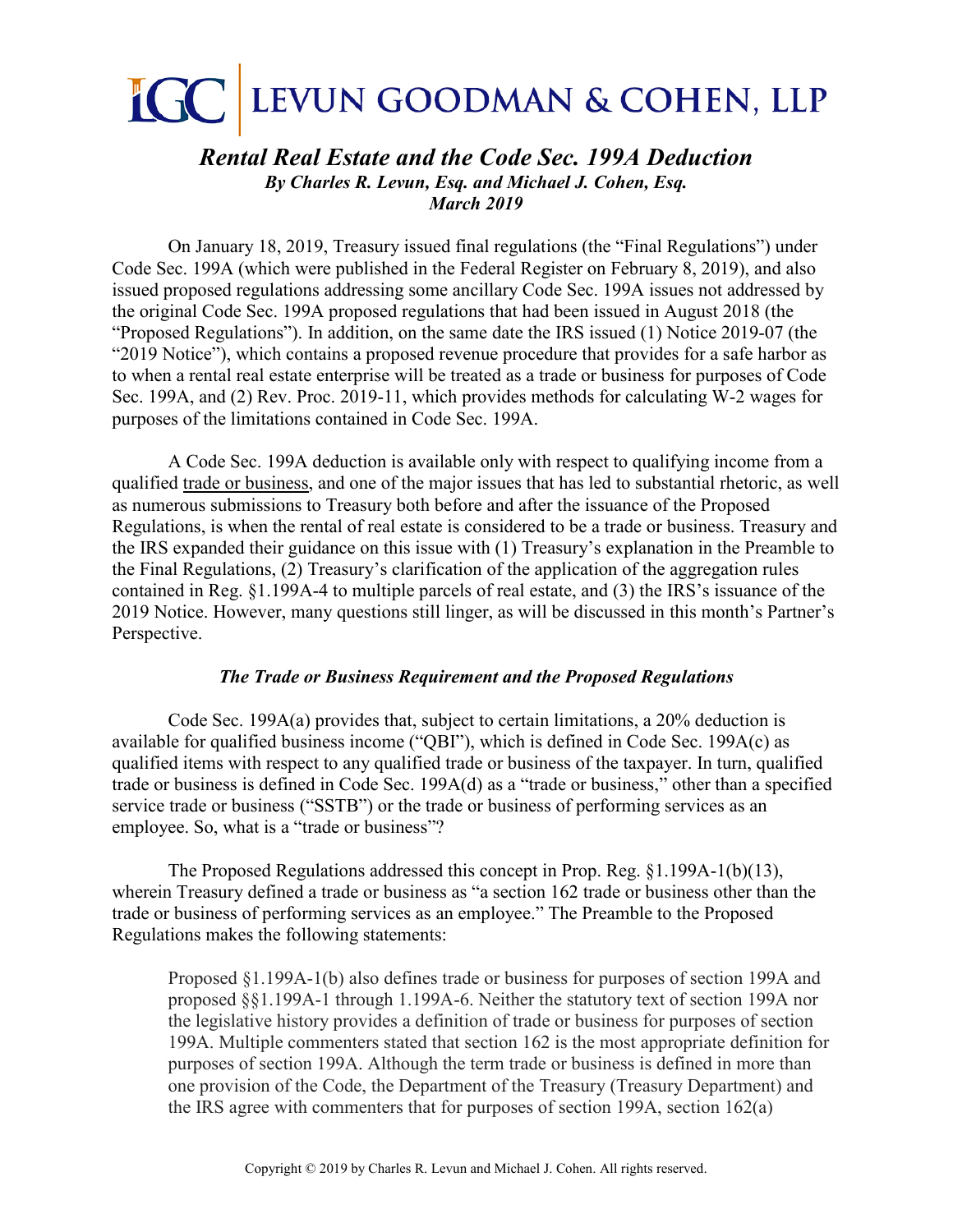# LGC | LEVUN GOODMAN & COHEN, LLP

## *Rental Real Estate and the Code Sec. 199A Deduction*

***By Charles R. Levun, Esq. and Michael J. Cohen, Esq.***
***March 2019***

On January 18, 2019, Treasury issued final regulations (the "Final Regulations") under Code Sec. 199A (which were published in the Federal Register on February 8, 2019), and also issued proposed regulations addressing some ancillary Code Sec. 199A issues not addressed by the original Code Sec. 199A proposed regulations that had been issued in August 2018 (the "Proposed Regulations"). In addition, on the same date the IRS issued (1) Notice 2019-07 (the "2019 Notice"), which contains a proposed revenue procedure that provides for a safe harbor as to when a rental real estate enterprise will be treated as a trade or business for purposes of Code Sec. 199A, and (2) Rev. Proc. 2019-11, which provides methods for calculating W-2 wages for purposes of the limitations contained in Code Sec. 199A.

A Code Sec. 199A deduction is available only with respect to qualifying income from a qualified trade or business, and one of the major issues that has led to substantial rhetoric, as well as numerous submissions to Treasury both before and after the issuance of the Proposed Regulations, is when the rental of real estate is considered to be a trade or business. Treasury and the IRS expanded their guidance on this issue with (1) Treasury's explanation in the Preamble to the Final Regulations, (2) Treasury's clarification of the application of the aggregation rules contained in Reg. §1.199A-4 to multiple parcels of real estate, and (3) the IRS's issuance of the 2019 Notice. However, many questions still linger, as will be discussed in this month's Partner's Perspective.

### *The Trade or Business Requirement and the Proposed Regulations*

Code Sec. 199A(a) provides that, subject to certain limitations, a 20% deduction is available for qualified business income ("QBI"), which is defined in Code Sec. 199A(c) as qualified items with respect to any qualified trade or business of the taxpayer. In turn, qualified trade or business is defined in Code Sec. 199A(d) as a "trade or business," other than a specified service trade or business ("SSTB") or the trade or business of performing services as an employee. So, what is a "trade or business"?

The Proposed Regulations addressed this concept in Prop. Reg. §1.199A-1(b)(13), wherein Treasury defined a trade or business as "a section 162 trade or business other than the trade or business of performing services as an employee." The Preamble to the Proposed Regulations makes the following statements:

> Proposed §1.199A-1(b) also defines trade or business for purposes of section 199A and proposed §§1.199A-1 through 1.199A-6. Neither the statutory text of section 199A nor the legislative history provides a definition of trade or business for purposes of section 199A. Multiple commenters stated that section 162 is the most appropriate definition for purposes of section 199A. Although the term trade or business is defined in more than one provision of the Code, the Department of the Treasury (Treasury Department) and the IRS agree with commenters that for purposes of section 199A, section 162(a)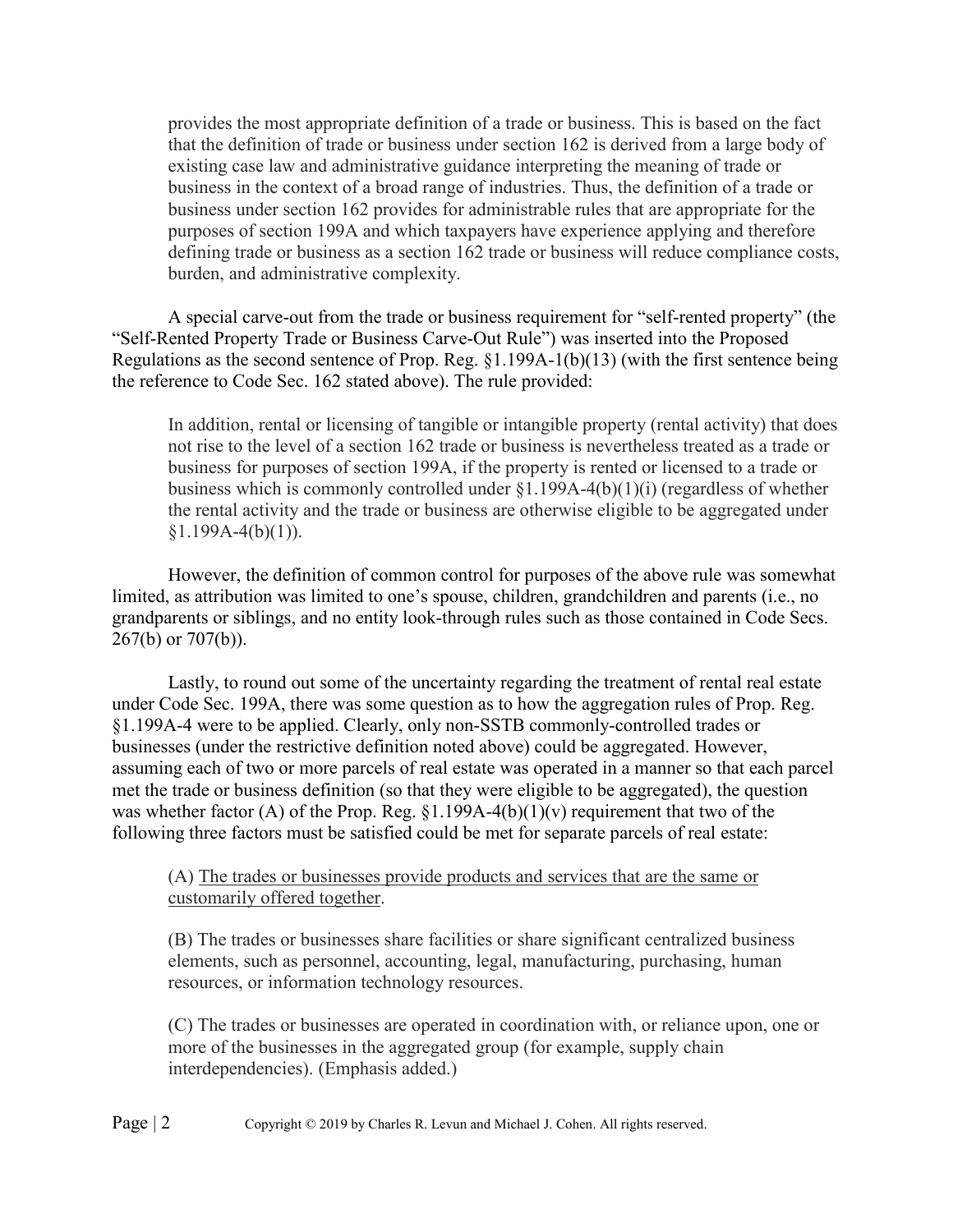> provides the most appropriate definition of a trade or business. This is based on the fact that the definition of trade or business under section 162 is derived from a large body of existing case law and administrative guidance interpreting the meaning of trade or business in the context of a broad range of industries. Thus, the definition of a trade or business under section 162 provides for administrable rules that are appropriate for the purposes of section 199A and which taxpayers have experience applying and therefore defining trade or business as a section 162 trade or business will reduce compliance costs, burden, and administrative complexity.

A special carve-out from the trade or business requirement for "self-rented property" (the "Self-Rented Property Trade or Business Carve-Out Rule") was inserted into the Proposed Regulations as the second sentence of Prop. Reg. §1.199A-1(b)(13) (with the first sentence being the reference to Code Sec. 162 stated above). The rule provided:

> In addition, rental or licensing of tangible or intangible property (rental activity) that does not rise to the level of a section 162 trade or business is nevertheless treated as a trade or business for purposes of section 199A, if the property is rented or licensed to a trade or business which is commonly controlled under §1.199A-4(b)(1)(i) (regardless of whether the rental activity and the trade or business are otherwise eligible to be aggregated under §1.199A-4(b)(1)).

However, the definition of common control for purposes of the above rule was somewhat limited, as attribution was limited to one's spouse, children, grandchildren and parents (i.e., no grandparents or siblings, and no entity look-through rules such as those contained in Code Secs. 267(b) or 707(b)).

Lastly, to round out some of the uncertainty regarding the treatment of rental real estate under Code Sec. 199A, there was some question as to how the aggregation rules of Prop. Reg. §1.199A-4 were to be applied. Clearly, only non-SSTB commonly-controlled trades or businesses (under the restrictive definition noted above) could be aggregated. However, assuming each of two or more parcels of real estate was operated in a manner so that each parcel met the trade or business definition (so that they were eligible to be aggregated), the question was whether factor (A) of the Prop. Reg. §1.199A-4(b)(1)(v) requirement that two of the following three factors must be satisfied could be met for separate parcels of real estate:

> (A) <u>The trades or businesses provide products and services that are the same or customarily offered together</u>.
>
> (B) The trades or businesses share facilities or share significant centralized business elements, such as personnel, accounting, legal, manufacturing, purchasing, human resources, or information technology resources.
>
> (C) The trades or businesses are operated in coordination with, or reliance upon, one or more of the businesses in the aggregated group (for example, supply chain interdependencies). (Emphasis added.)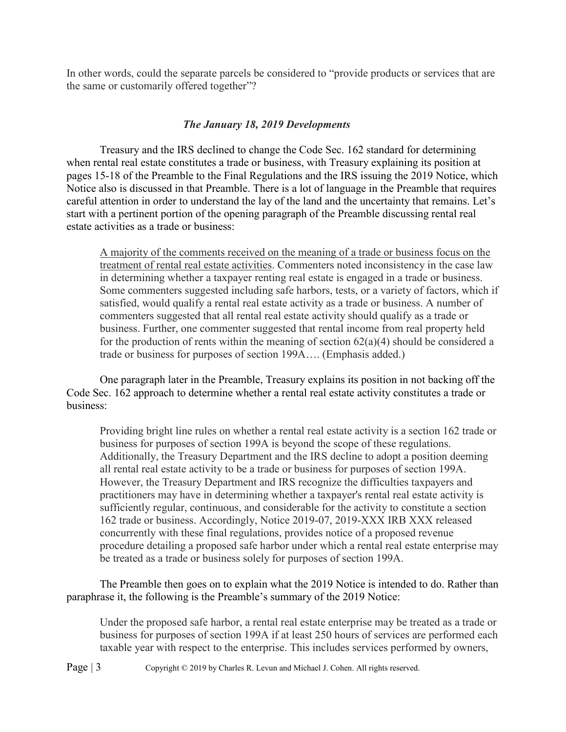In other words, could the separate parcels be considered to "provide products or services that are the same or customarily offered together"?

### *The January 18, 2019 Developments*

Treasury and the IRS declined to change the Code Sec. 162 standard for determining when rental real estate constitutes a trade or business, with Treasury explaining its position at pages 15-18 of the Preamble to the Final Regulations and the IRS issuing the 2019 Notice, which Notice also is discussed in that Preamble. There is a lot of language in the Preamble that requires careful attention in order to understand the lay of the land and the uncertainty that remains. Let's start with a pertinent portion of the opening paragraph of the Preamble discussing rental real estate activities as a trade or business:

> <u>A majority of the comments received on the meaning of a trade or business focus on the treatment of rental real estate activities</u>. Commenters noted inconsistency in the case law in determining whether a taxpayer renting real estate is engaged in a trade or business. Some commenters suggested including safe harbors, tests, or a variety of factors, which if satisfied, would qualify a rental real estate activity as a trade or business. A number of commenters suggested that all rental real estate activity should qualify as a trade or business. Further, one commenter suggested that rental income from real property held for the production of rents within the meaning of section 62(a)(4) should be considered a trade or business for purposes of section 199A…. (Emphasis added.)

One paragraph later in the Preamble, Treasury explains its position in not backing off the Code Sec. 162 approach to determine whether a rental real estate activity constitutes a trade or business:

> Providing bright line rules on whether a rental real estate activity is a section 162 trade or business for purposes of section 199A is beyond the scope of these regulations. Additionally, the Treasury Department and the IRS decline to adopt a position deeming all rental real estate activity to be a trade or business for purposes of section 199A. However, the Treasury Department and IRS recognize the difficulties taxpayers and practitioners may have in determining whether a taxpayer's rental real estate activity is sufficiently regular, continuous, and considerable for the activity to constitute a section 162 trade or business. Accordingly, Notice 2019-07, 2019-XXX IRB XXX released concurrently with these final regulations, provides notice of a proposed revenue procedure detailing a proposed safe harbor under which a rental real estate enterprise may be treated as a trade or business solely for purposes of section 199A.

The Preamble then goes on to explain what the 2019 Notice is intended to do. Rather than paraphrase it, the following is the Preamble's summary of the 2019 Notice:

> Under the proposed safe harbor, a rental real estate enterprise may be treated as a trade or business for purposes of section 199A if at least 250 hours of services are performed each taxable year with respect to the enterprise. This includes services performed by owners,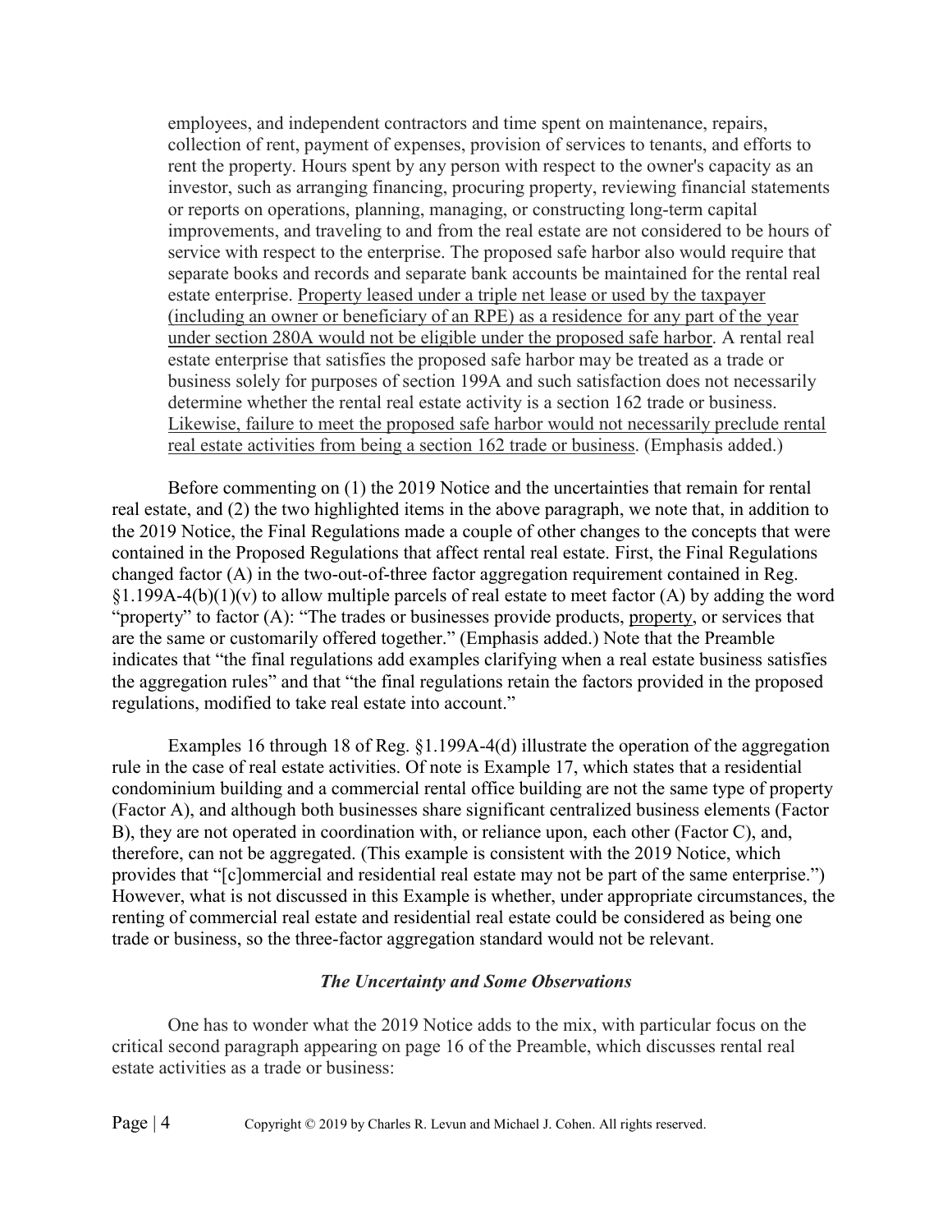> employees, and independent contractors and time spent on maintenance, repairs, collection of rent, payment of expenses, provision of services to tenants, and efforts to rent the property. Hours spent by any person with respect to the owner's capacity as an investor, such as arranging financing, procuring property, reviewing financial statements or reports on operations, planning, managing, or constructing long-term capital improvements, and traveling to and from the real estate are not considered to be hours of service with respect to the enterprise. The proposed safe harbor also would require that separate books and records and separate bank accounts be maintained for the rental real estate enterprise. <u>Property leased under a triple net lease or used by the taxpayer (including an owner or beneficiary of an RPE) as a residence for any part of the year under section 280A would not be eligible under the proposed safe harbor</u>. A rental real estate enterprise that satisfies the proposed safe harbor may be treated as a trade or business solely for purposes of section 199A and such satisfaction does not necessarily determine whether the rental real estate activity is a section 162 trade or business. <u>Likewise, failure to meet the proposed safe harbor would not necessarily preclude rental real estate activities from being a section 162 trade or business</u>. (Emphasis added.)

Before commenting on (1) the 2019 Notice and the uncertainties that remain for rental real estate, and (2) the two highlighted items in the above paragraph, we note that, in addition to the 2019 Notice, the Final Regulations made a couple of other changes to the concepts that were contained in the Proposed Regulations that affect rental real estate. First, the Final Regulations changed factor (A) in the two-out-of-three factor aggregation requirement contained in Reg. §1.199A-4(b)(1)(v) to allow multiple parcels of real estate to meet factor (A) by adding the word "property" to factor (A): "The trades or businesses provide products, <u>property</u>, or services that are the same or customarily offered together." (Emphasis added.) Note that the Preamble indicates that "the final regulations add examples clarifying when a real estate business satisfies the aggregation rules" and that "the final regulations retain the factors provided in the proposed regulations, modified to take real estate into account."

Examples 16 through 18 of Reg. §1.199A-4(d) illustrate the operation of the aggregation rule in the case of real estate activities. Of note is Example 17, which states that a residential condominium building and a commercial rental office building are not the same type of property (Factor A), and although both businesses share significant centralized business elements (Factor B), they are not operated in coordination with, or reliance upon, each other (Factor C), and, therefore, can not be aggregated. (This example is consistent with the 2019 Notice, which provides that "[c]ommercial and residential real estate may not be part of the same enterprise.") However, what is not discussed in this Example is whether, under appropriate circumstances, the renting of commercial real estate and residential real estate could be considered as being one trade or business, so the three-factor aggregation standard would not be relevant.

### *The Uncertainty and Some Observations*

One has to wonder what the 2019 Notice adds to the mix, with particular focus on the critical second paragraph appearing on page 16 of the Preamble, which discusses rental real estate activities as a trade or business: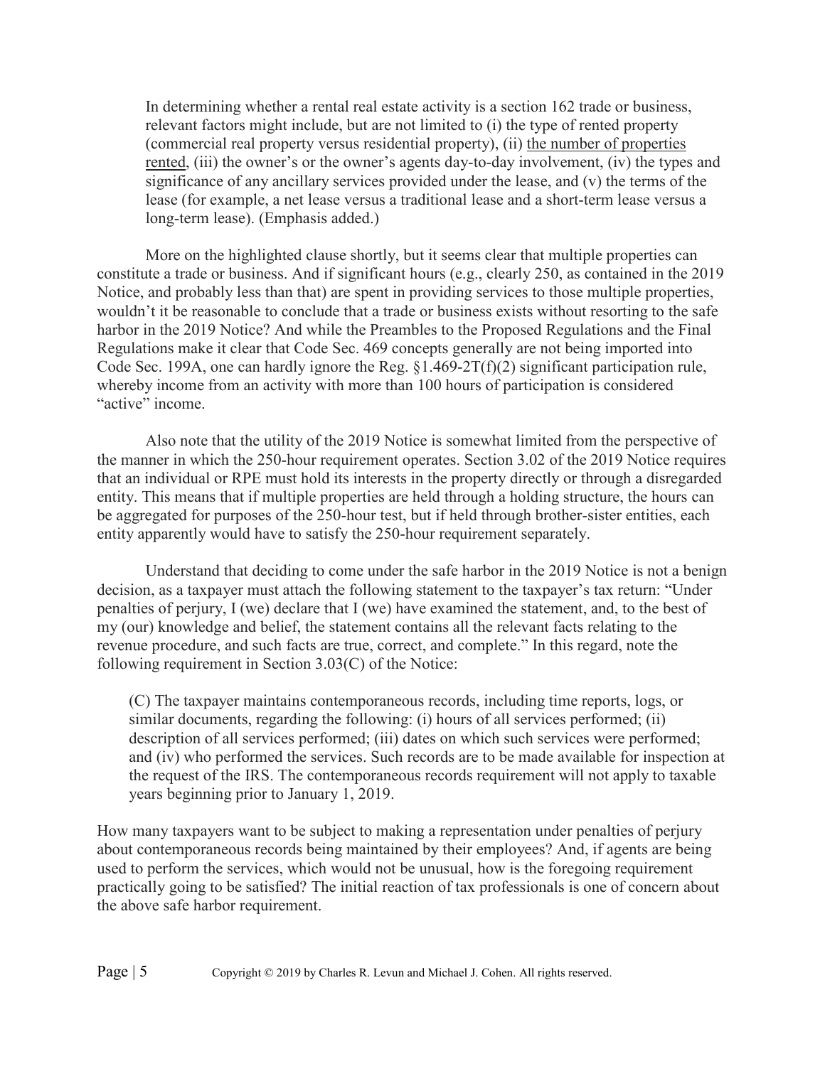> In determining whether a rental real estate activity is a section 162 trade or business, relevant factors might include, but are not limited to (i) the type of rented property (commercial real property versus residential property), (ii) <u>the number of properties rented</u>, (iii) the owner's or the owner's agents day-to-day involvement, (iv) the types and significance of any ancillary services provided under the lease, and (v) the terms of the lease (for example, a net lease versus a traditional lease and a short-term lease versus a long-term lease). (Emphasis added.)

More on the highlighted clause shortly, but it seems clear that multiple properties can constitute a trade or business. And if significant hours (e.g., clearly 250, as contained in the 2019 Notice, and probably less than that) are spent in providing services to those multiple properties, wouldn't it be reasonable to conclude that a trade or business exists without resorting to the safe harbor in the 2019 Notice? And while the Preambles to the Proposed Regulations and the Final Regulations make it clear that Code Sec. 469 concepts generally are not being imported into Code Sec. 199A, one can hardly ignore the Reg. §1.469-2T(f)(2) significant participation rule, whereby income from an activity with more than 100 hours of participation is considered "active" income.

Also note that the utility of the 2019 Notice is somewhat limited from the perspective of the manner in which the 250-hour requirement operates. Section 3.02 of the 2019 Notice requires that an individual or RPE must hold its interests in the property directly or through a disregarded entity. This means that if multiple properties are held through a holding structure, the hours can be aggregated for purposes of the 250-hour test, but if held through brother-sister entities, each entity apparently would have to satisfy the 250-hour requirement separately.

Understand that deciding to come under the safe harbor in the 2019 Notice is not a benign decision, as a taxpayer must attach the following statement to the taxpayer's tax return: "Under penalties of perjury, I (we) declare that I (we) have examined the statement, and, to the best of my (our) knowledge and belief, the statement contains all the relevant facts relating to the revenue procedure, and such facts are true, correct, and complete." In this regard, note the following requirement in Section 3.03(C) of the Notice:

> (C) The taxpayer maintains contemporaneous records, including time reports, logs, or similar documents, regarding the following: (i) hours of all services performed; (ii) description of all services performed; (iii) dates on which such services were performed; and (iv) who performed the services. Such records are to be made available for inspection at the request of the IRS. The contemporaneous records requirement will not apply to taxable years beginning prior to January 1, 2019.

How many taxpayers want to be subject to making a representation under penalties of perjury about contemporaneous records being maintained by their employees? And, if agents are being used to perform the services, which would not be unusual, how is the foregoing requirement practically going to be satisfied? The initial reaction of tax professionals is one of concern about the above safe harbor requirement.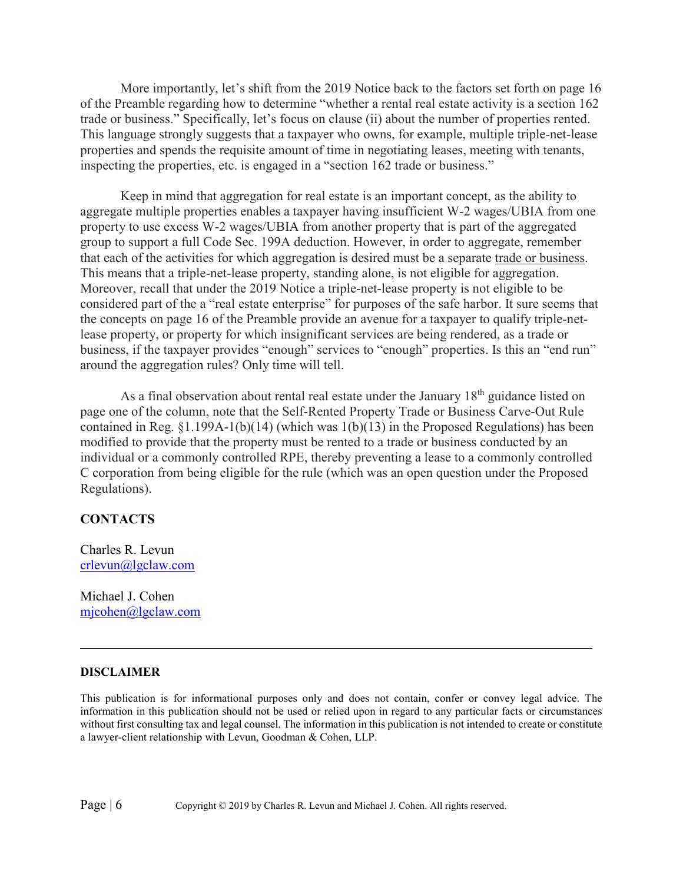More importantly, let's shift from the 2019 Notice back to the factors set forth on page 16 of the Preamble regarding how to determine "whether a rental real estate activity is a section 162 trade or business." Specifically, let's focus on clause (ii) about the number of properties rented. This language strongly suggests that a taxpayer who owns, for example, multiple triple-net-lease properties and spends the requisite amount of time in negotiating leases, meeting with tenants, inspecting the properties, etc. is engaged in a "section 162 trade or business."

Keep in mind that aggregation for real estate is an important concept, as the ability to aggregate multiple properties enables a taxpayer having insufficient W-2 wages/UBIA from one property to use excess W-2 wages/UBIA from another property that is part of the aggregated group to support a full Code Sec. 199A deduction. However, in order to aggregate, remember that each of the activities for which aggregation is desired must be a separate trade or business. This means that a triple-net-lease property, standing alone, is not eligible for aggregation. Moreover, recall that under the 2019 Notice a triple-net-lease property is not eligible to be considered part of the a "real estate enterprise" for purposes of the safe harbor. It sure seems that the concepts on page 16 of the Preamble provide an avenue for a taxpayer to qualify triple-net-lease property, or property for which insignificant services are being rendered, as a trade or business, if the taxpayer provides "enough" services to "enough" properties. Is this an "end run" around the aggregation rules? Only time will tell.

As a final observation about rental real estate under the January 18th guidance listed on page one of the column, note that the Self-Rented Property Trade or Business Carve-Out Rule contained in Reg. §1.199A-1(b)(14) (which was 1(b)(13) in the Proposed Regulations) has been modified to provide that the property must be rented to a trade or business conducted by an individual or a commonly controlled RPE, thereby preventing a lease to a commonly controlled C corporation from being eligible for the rule (which was an open question under the Proposed Regulations).

## CONTACTS

Charles R. Levun
crlevun@lgclaw.com

Michael J. Cohen
mjcohen@lgclaw.com

---

### DISCLAIMER

This publication is for informational purposes only and does not contain, confer or convey legal advice. The information in this publication should not be used or relied upon in regard to any particular facts or circumstances without first consulting tax and legal counsel. The information in this publication is not intended to create or constitute a lawyer-client relationship with Levun, Goodman & Cohen, LLP.

Copyright © 2019 by Charles R. Levun and Michael J. Cohen. All rights reserved.